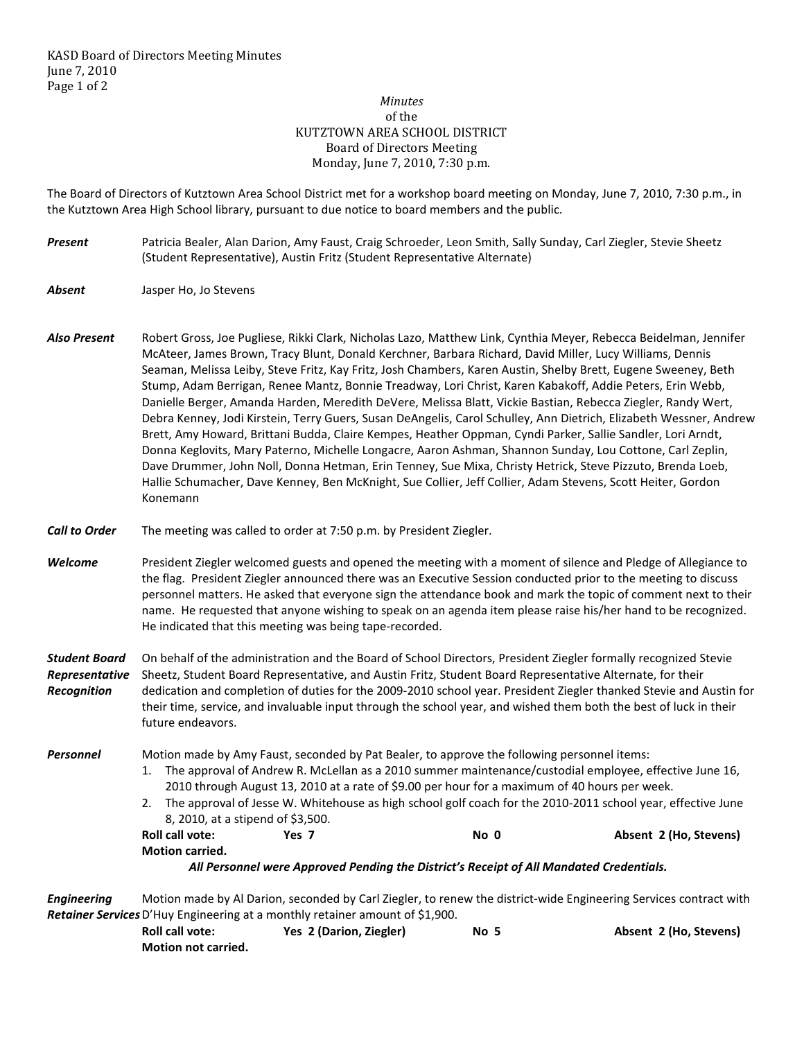# Minutes
## of the
## KUTZTOWN AREA SCHOOL DISTRICT
### Board of Directors Meeting
### Monday, June 7, 2010, 7:30 p.m.

The Board of Directors of Kutztown Area School District met for a workshop board meeting on Monday, June 7, 2010, 7:30 p.m., in the Kutztown Area High School library, pursuant to due notice to board members and the public.

***Present*** Patricia Bealer, Alan Darion, Amy Faust, Craig Schroeder, Leon Smith, Sally Sunday, Carl Ziegler, Stevie Sheetz (Student Representative), Austin Fritz (Student Representative Alternate)

***Absent*** Jasper Ho, Jo Stevens

***Also Present*** Robert Gross, Joe Pugliese, Rikki Clark, Nicholas Lazo, Matthew Link, Cynthia Meyer, Rebecca Beidelman, Jennifer McAteer, James Brown, Tracy Blunt, Donald Kerchner, Barbara Richard, David Miller, Lucy Williams, Dennis Seaman, Melissa Leiby, Steve Fritz, Kay Fritz, Josh Chambers, Karen Austin, Shelby Brett, Eugene Sweeney, Beth Stump, Adam Berrigan, Renee Mantz, Bonnie Treadway, Lori Christ, Karen Kabakoff, Addie Peters, Erin Webb, Danielle Berger, Amanda Harden, Meredith DeVere, Melissa Blatt, Vickie Bastian, Rebecca Ziegler, Randy Wert, Debra Kenney, Jodi Kirstein, Terry Guers, Susan DeAngelis, Carol Schulley, Ann Dietrich, Elizabeth Wessner, Andrew Brett, Amy Howard, Brittani Budda, Claire Kempes, Heather Oppman, Cyndi Parker, Sallie Sandler, Lori Arndt, Donna Keglovits, Mary Paterno, Michelle Longacre, Aaron Ashman, Shannon Sunday, Lou Cottone, Carl Zeplin, Dave Drummer, John Noll, Donna Hetman, Erin Tenney, Sue Mixa, Christy Hetrick, Steve Pizzuto, Brenda Loeb, Hallie Schumacher, Dave Kenney, Ben McKnight, Sue Collier, Jeff Collier, Adam Stevens, Scott Heiter, Gordon Konemann

***Call to Order*** The meeting was called to order at 7:50 p.m. by President Ziegler.

***Welcome*** President Ziegler welcomed guests and opened the meeting with a moment of silence and Pledge of Allegiance to the flag. President Ziegler announced there was an Executive Session conducted prior to the meeting to discuss personnel matters. He asked that everyone sign the attendance book and mark the topic of comment next to their name. He requested that anyone wishing to speak on an agenda item please raise his/her hand to be recognized. He indicated that this meeting was being tape-recorded.

***Student Board Representative Recognition*** On behalf of the administration and the Board of School Directors, President Ziegler formally recognized Stevie Sheetz, Student Board Representative, and Austin Fritz, Student Board Representative Alternate, for their dedication and completion of duties for the 2009-2010 school year. President Ziegler thanked Stevie and Austin for their time, service, and invaluable input through the school year, and wished them both the best of luck in their future endeavors.

***Personnel*** Motion made by Amy Faust, seconded by Pat Bealer, to approve the following personnel items:

1. The approval of Andrew R. McLellan as a 2010 summer maintenance/custodial employee, effective June 16, 2010 through August 13, 2010 at a rate of $9.00 per hour for a maximum of 40 hours per week.
2. The approval of Jesse W. Whitehouse as high school golf coach for the 2010-2011 school year, effective June 8, 2010, at a stipend of $3,500.

**Roll call vote:** **Yes 7** **No 0** **Absent 2 (Ho, Stevens)**
**Motion carried.**

***All Personnel were Approved Pending the District's Receipt of All Mandated Credentials.***

***Engineering Retainer Services*** Motion made by Al Darion, seconded by Carl Ziegler, to renew the district-wide Engineering Services contract with D'Huy Engineering at a monthly retainer amount of $1,900.

**Roll call vote:** **Yes 2 (Darion, Ziegler)** **No 5** **Absent 2 (Ho, Stevens)**
**Motion not carried.**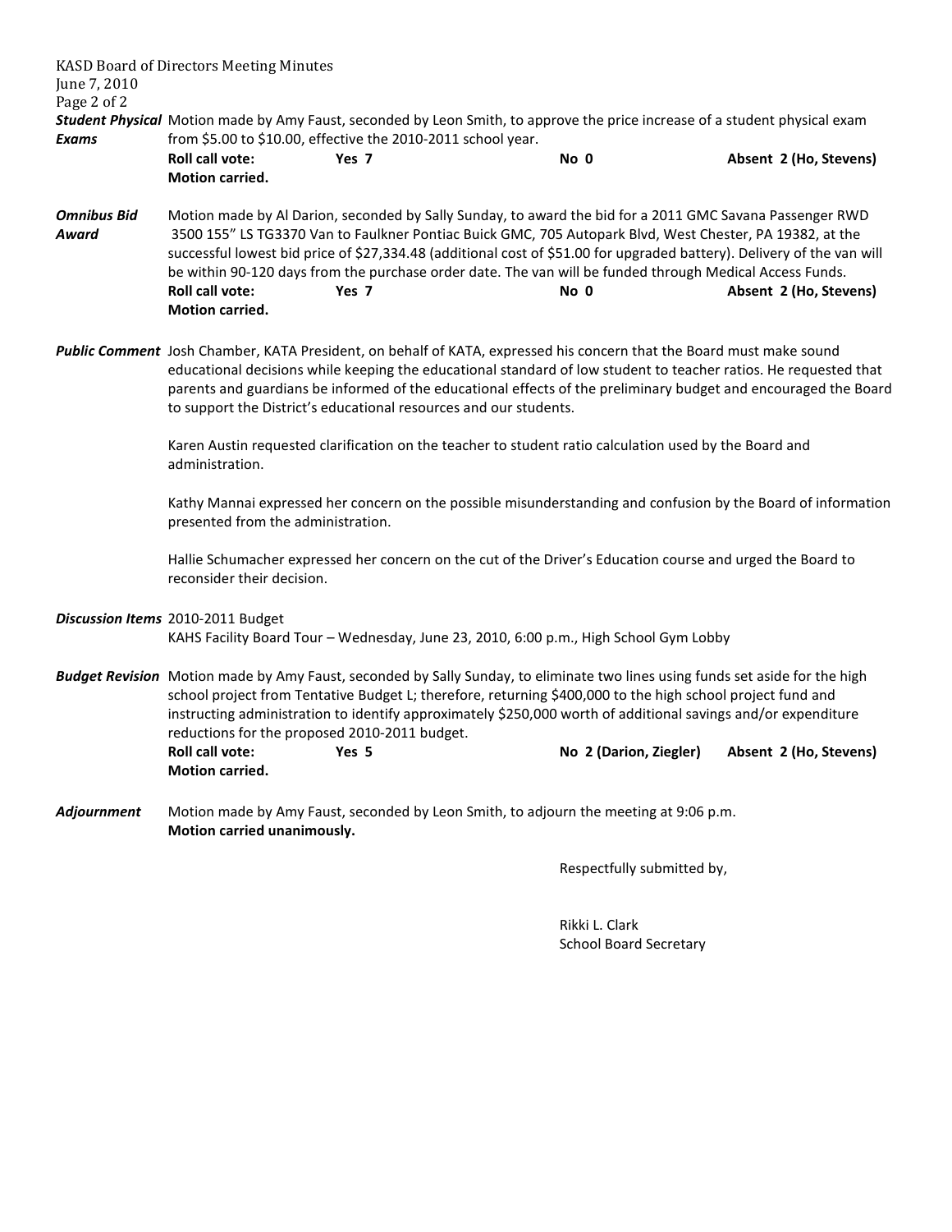**Student Physical Exams** Motion made by Amy Faust, seconded by Leon Smith, to approve the price increase of a student physical exam from $5.00 to $10.00, effective the 2010-2011 school year.

**Roll call vote:** **Yes 7** **No 0** **Absent 2 (Ho, Stevens)**
**Motion carried.**

**Omnibus Bid Award** Motion made by Al Darion, seconded by Sally Sunday, to award the bid for a 2011 GMC Savana Passenger RWD 3500 155" LS TG3370 Van to Faulkner Pontiac Buick GMC, 705 Autopark Blvd, West Chester, PA 19382, at the successful lowest bid price of $27,334.48 (additional cost of $51.00 for upgraded battery). Delivery of the van will be within 90-120 days from the purchase order date. The van will be funded through Medical Access Funds.

**Roll call vote:** **Yes 7** **No 0** **Absent 2 (Ho, Stevens)**
**Motion carried.**

**Public Comment** Josh Chamber, KATA President, on behalf of KATA, expressed his concern that the Board must make sound educational decisions while keeping the educational standard of low student to teacher ratios. He requested that parents and guardians be informed of the educational effects of the preliminary budget and encouraged the Board to support the District's educational resources and our students.

Karen Austin requested clarification on the teacher to student ratio calculation used by the Board and administration.

Kathy Mannai expressed her concern on the possible misunderstanding and confusion by the Board of information presented from the administration.

Hallie Schumacher expressed her concern on the cut of the Driver's Education course and urged the Board to reconsider their decision.

**Discussion Items** 2010-2011 Budget
KAHS Facility Board Tour – Wednesday, June 23, 2010, 6:00 p.m., High School Gym Lobby

**Budget Revision** Motion made by Amy Faust, seconded by Sally Sunday, to eliminate two lines using funds set aside for the high school project from Tentative Budget L; therefore, returning $400,000 to the high school project fund and instructing administration to identify approximately $250,000 worth of additional savings and/or expenditure reductions for the proposed 2010-2011 budget.

**Roll call vote:** **Yes 5** **No 2 (Darion, Ziegler)** **Absent 2 (Ho, Stevens)**
**Motion carried.**

**Adjournment** Motion made by Amy Faust, seconded by Leon Smith, to adjourn the meeting at 9:06 p.m.
**Motion carried unanimously.**

Respectfully submitted by,

Rikki L. Clark
School Board Secretary